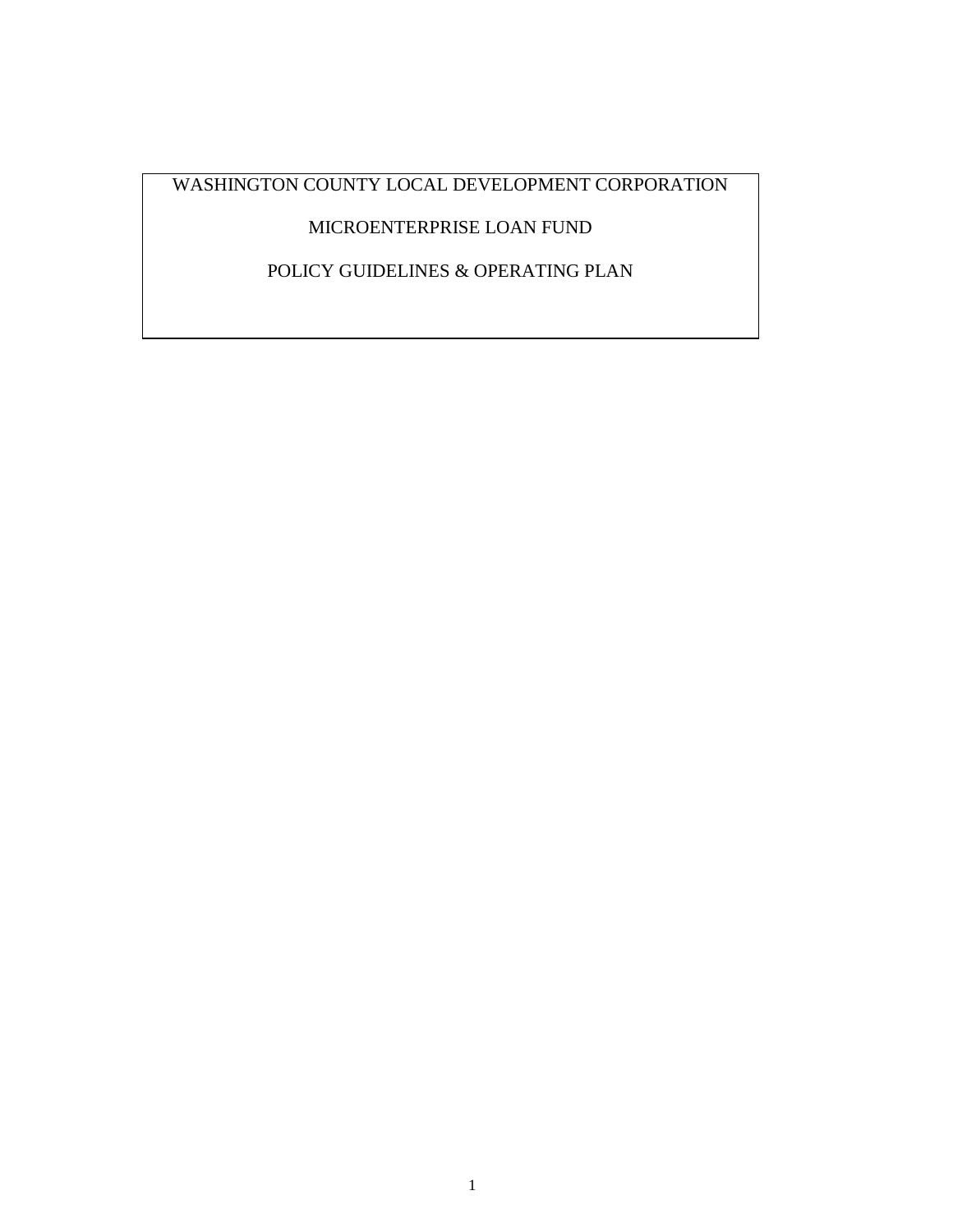# WASHINGTON COUNTY LOCAL DEVELOPMENT CORPORATION

## MICROENTERPRISE LOAN FUND

## POLICY GUIDELINES & OPERATING PLAN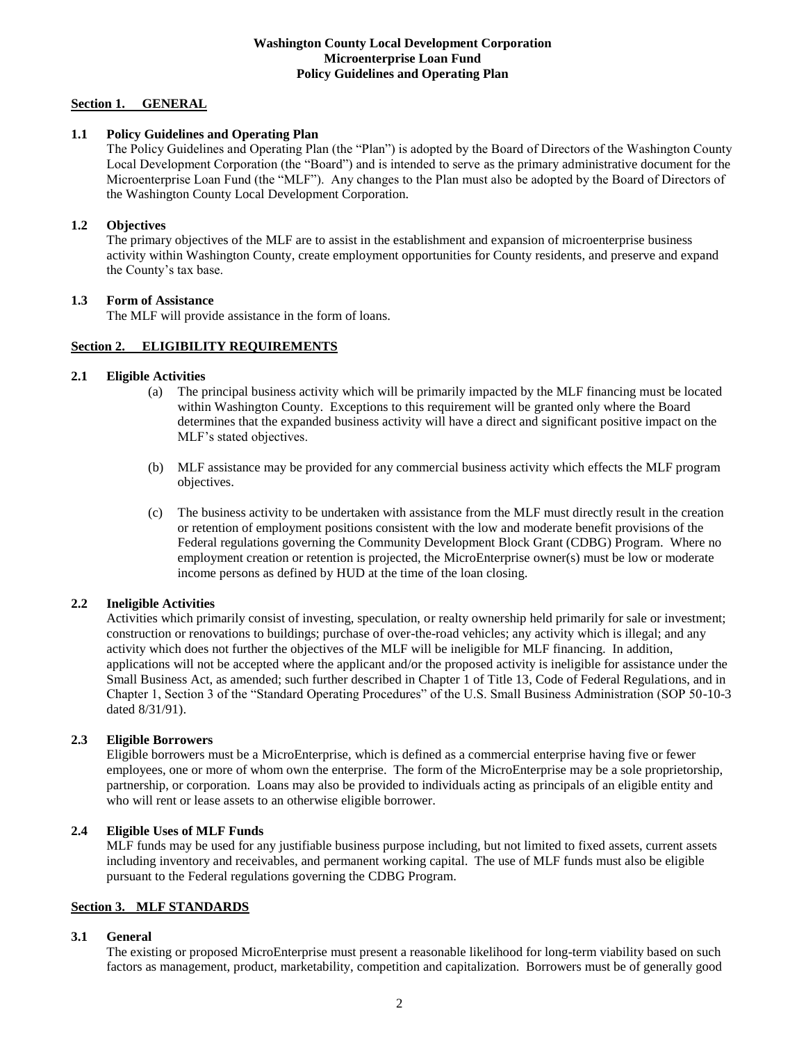**Washington County Local Development Corporation**
**Microenterprise Loan Fund**
**Policy Guidelines and Operating Plan**

## Section 1. GENERAL

### 1.1 Policy Guidelines and Operating Plan

The Policy Guidelines and Operating Plan (the "Plan") is adopted by the Board of Directors of the Washington County Local Development Corporation (the "Board") and is intended to serve as the primary administrative document for the Microenterprise Loan Fund (the "MLF"). Any changes to the Plan must also be adopted by the Board of Directors of the Washington County Local Development Corporation.

### 1.2 Objectives

The primary objectives of the MLF are to assist in the establishment and expansion of microenterprise business activity within Washington County, create employment opportunities for County residents, and preserve and expand the County's tax base.

### 1.3 Form of Assistance

The MLF will provide assistance in the form of loans.

## Section 2. ELIGIBILITY REQUIREMENTS

### 2.1 Eligible Activities

(a) The principal business activity which will be primarily impacted by the MLF financing must be located within Washington County. Exceptions to this requirement will be granted only where the Board determines that the expanded business activity will have a direct and significant positive impact on the MLF's stated objectives.

(b) MLF assistance may be provided for any commercial business activity which effects the MLF program objectives.

(c) The business activity to be undertaken with assistance from the MLF must directly result in the creation or retention of employment positions consistent with the low and moderate benefit provisions of the Federal regulations governing the Community Development Block Grant (CDBG) Program. Where no employment creation or retention is projected, the MicroEnterprise owner(s) must be low or moderate income persons as defined by HUD at the time of the loan closing.

### 2.2 Ineligible Activities

Activities which primarily consist of investing, speculation, or realty ownership held primarily for sale or investment; construction or renovations to buildings; purchase of over-the-road vehicles; any activity which is illegal; and any activity which does not further the objectives of the MLF will be ineligible for MLF financing. In addition, applications will not be accepted where the applicant and/or the proposed activity is ineligible for assistance under the Small Business Act, as amended; such further described in Chapter 1 of Title 13, Code of Federal Regulations, and in Chapter 1, Section 3 of the "Standard Operating Procedures" of the U.S. Small Business Administration (SOP 50-10-3 dated 8/31/91).

### 2.3 Eligible Borrowers

Eligible borrowers must be a MicroEnterprise, which is defined as a commercial enterprise having five or fewer employees, one or more of whom own the enterprise. The form of the MicroEnterprise may be a sole proprietorship, partnership, or corporation. Loans may also be provided to individuals acting as principals of an eligible entity and who will rent or lease assets to an otherwise eligible borrower.

### 2.4 Eligible Uses of MLF Funds

MLF funds may be used for any justifiable business purpose including, but not limited to fixed assets, current assets including inventory and receivables, and permanent working capital. The use of MLF funds must also be eligible pursuant to the Federal regulations governing the CDBG Program.

## Section 3. MLF STANDARDS

### 3.1 General

The existing or proposed MicroEnterprise must present a reasonable likelihood for long-term viability based on such factors as management, product, marketability, competition and capitalization. Borrowers must be of generally good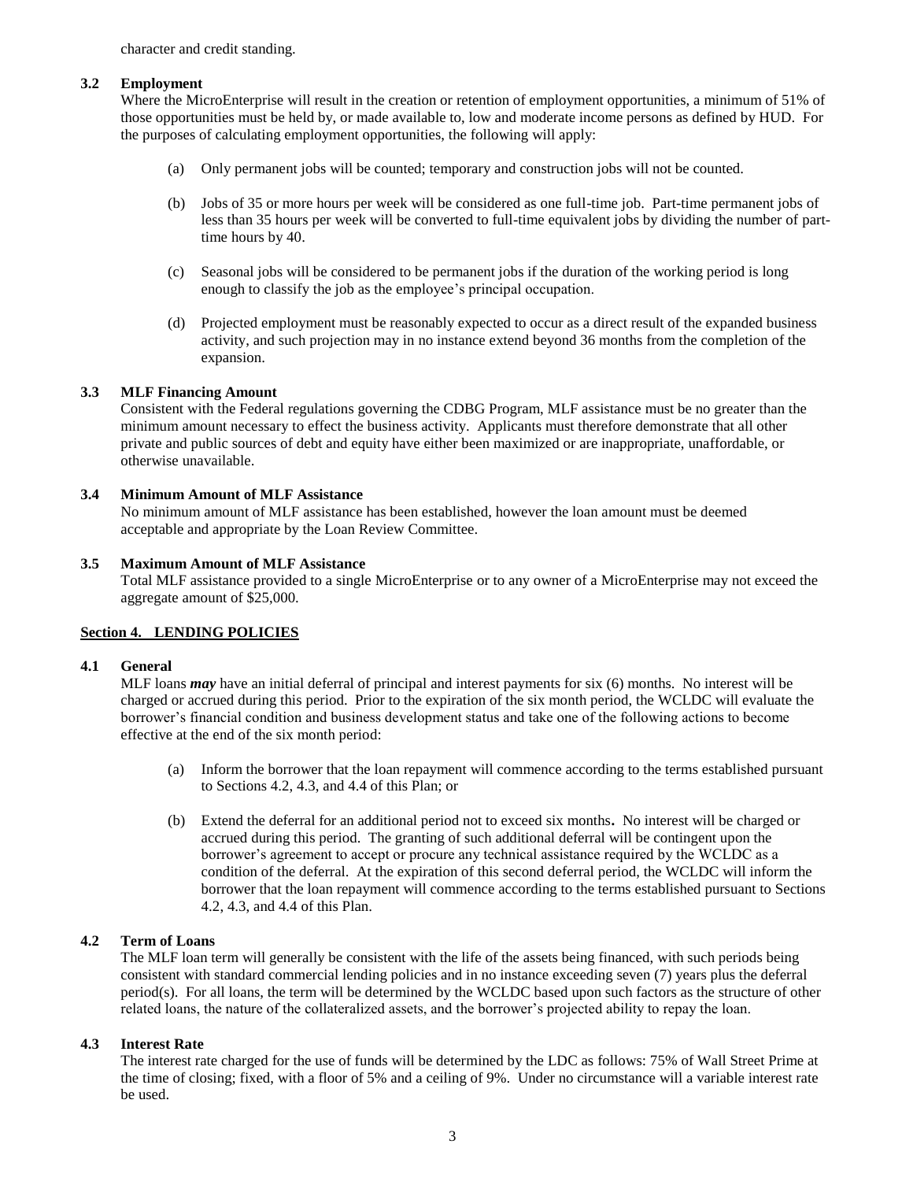character and credit standing.

### 3.2 Employment

Where the MicroEnterprise will result in the creation or retention of employment opportunities, a minimum of 51% of those opportunities must be held by, or made available to, low and moderate income persons as defined by HUD. For the purposes of calculating employment opportunities, the following will apply:

(a) Only permanent jobs will be counted; temporary and construction jobs will not be counted.

(b) Jobs of 35 or more hours per week will be considered as one full-time job. Part-time permanent jobs of less than 35 hours per week will be converted to full-time equivalent jobs by dividing the number of part-time hours by 40.

(c) Seasonal jobs will be considered to be permanent jobs if the duration of the working period is long enough to classify the job as the employee's principal occupation.

(d) Projected employment must be reasonably expected to occur as a direct result of the expanded business activity, and such projection may in no instance extend beyond 36 months from the completion of the expansion.

### 3.3 MLF Financing Amount

Consistent with the Federal regulations governing the CDBG Program, MLF assistance must be no greater than the minimum amount necessary to effect the business activity. Applicants must therefore demonstrate that all other private and public sources of debt and equity have either been maximized or are inappropriate, unaffordable, or otherwise unavailable.

### 3.4 Minimum Amount of MLF Assistance

No minimum amount of MLF assistance has been established, however the loan amount must be deemed acceptable and appropriate by the Loan Review Committee.

### 3.5 Maximum Amount of MLF Assistance

Total MLF assistance provided to a single MicroEnterprise or to any owner of a MicroEnterprise may not exceed the aggregate amount of $25,000.

## Section 4. LENDING POLICIES

### 4.1 General

MLF loans ***may*** have an initial deferral of principal and interest payments for six (6) months. No interest will be charged or accrued during this period. Prior to the expiration of the six month period, the WCLDC will evaluate the borrower's financial condition and business development status and take one of the following actions to become effective at the end of the six month period:

(a) Inform the borrower that the loan repayment will commence according to the terms established pursuant to Sections 4.2, 4.3, and 4.4 of this Plan; or

(b) Extend the deferral for an additional period not to exceed six months**.** No interest will be charged or accrued during this period. The granting of such additional deferral will be contingent upon the borrower's agreement to accept or procure any technical assistance required by the WCLDC as a condition of the deferral. At the expiration of this second deferral period, the WCLDC will inform the borrower that the loan repayment will commence according to the terms established pursuant to Sections 4.2, 4.3, and 4.4 of this Plan.

### 4.2 Term of Loans

The MLF loan term will generally be consistent with the life of the assets being financed, with such periods being consistent with standard commercial lending policies and in no instance exceeding seven (7) years plus the deferral period(s). For all loans, the term will be determined by the WCLDC based upon such factors as the structure of other related loans, the nature of the collateralized assets, and the borrower's projected ability to repay the loan.

### 4.3 Interest Rate

The interest rate charged for the use of funds will be determined by the LDC as follows: 75% of Wall Street Prime at the time of closing; fixed, with a floor of 5% and a ceiling of 9%. Under no circumstance will a variable interest rate be used.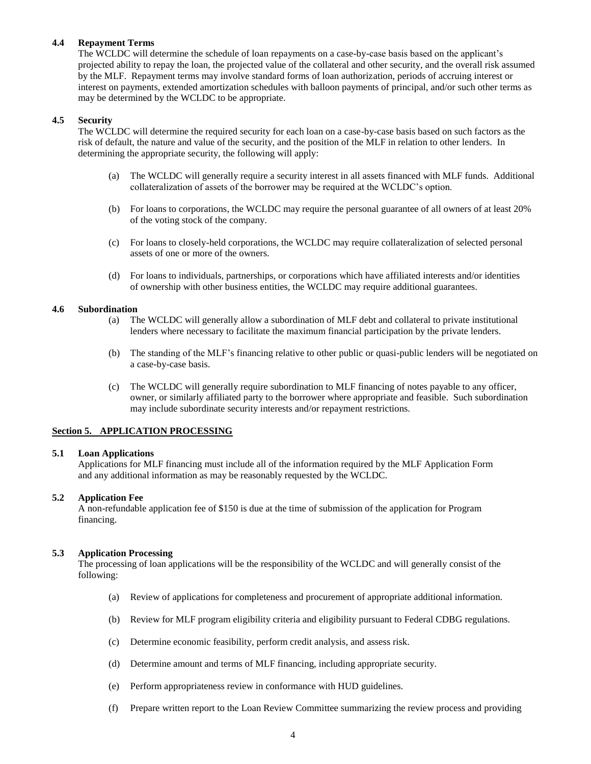**4.4 Repayment Terms**

The WCLDC will determine the schedule of loan repayments on a case-by-case basis based on the applicant's projected ability to repay the loan, the projected value of the collateral and other security, and the overall risk assumed by the MLF. Repayment terms may involve standard forms of loan authorization, periods of accruing interest or interest on payments, extended amortization schedules with balloon payments of principal, and/or such other terms as may be determined by the WCLDC to be appropriate.

**4.5 Security**

The WCLDC will determine the required security for each loan on a case-by-case basis based on such factors as the risk of default, the nature and value of the security, and the position of the MLF in relation to other lenders. In determining the appropriate security, the following will apply:

(a) The WCLDC will generally require a security interest in all assets financed with MLF funds. Additional collateralization of assets of the borrower may be required at the WCLDC's option.

(b) For loans to corporations, the WCLDC may require the personal guarantee of all owners of at least 20% of the voting stock of the company.

(c) For loans to closely-held corporations, the WCLDC may require collateralization of selected personal assets of one or more of the owners.

(d) For loans to individuals, partnerships, or corporations which have affiliated interests and/or identities of ownership with other business entities, the WCLDC may require additional guarantees.

**4.6 Subordination**

(a) The WCLDC will generally allow a subordination of MLF debt and collateral to private institutional lenders where necessary to facilitate the maximum financial participation by the private lenders.

(b) The standing of the MLF's financing relative to other public or quasi-public lenders will be negotiated on a case-by-case basis.

(c) The WCLDC will generally require subordination to MLF financing of notes payable to any officer, owner, or similarly affiliated party to the borrower where appropriate and feasible. Such subordination may include subordinate security interests and/or repayment restrictions.

**Section 5. APPLICATION PROCESSING**

**5.1 Loan Applications**

Applications for MLF financing must include all of the information required by the MLF Application Form and any additional information as may be reasonably requested by the WCLDC.

**5.2 Application Fee**

A non-refundable application fee of $150 is due at the time of submission of the application for Program financing.

**5.3 Application Processing**

The processing of loan applications will be the responsibility of the WCLDC and will generally consist of the following:

(a) Review of applications for completeness and procurement of appropriate additional information.

(b) Review for MLF program eligibility criteria and eligibility pursuant to Federal CDBG regulations.

(c) Determine economic feasibility, perform credit analysis, and assess risk.

(d) Determine amount and terms of MLF financing, including appropriate security.

(e) Perform appropriateness review in conformance with HUD guidelines.

(f) Prepare written report to the Loan Review Committee summarizing the review process and providing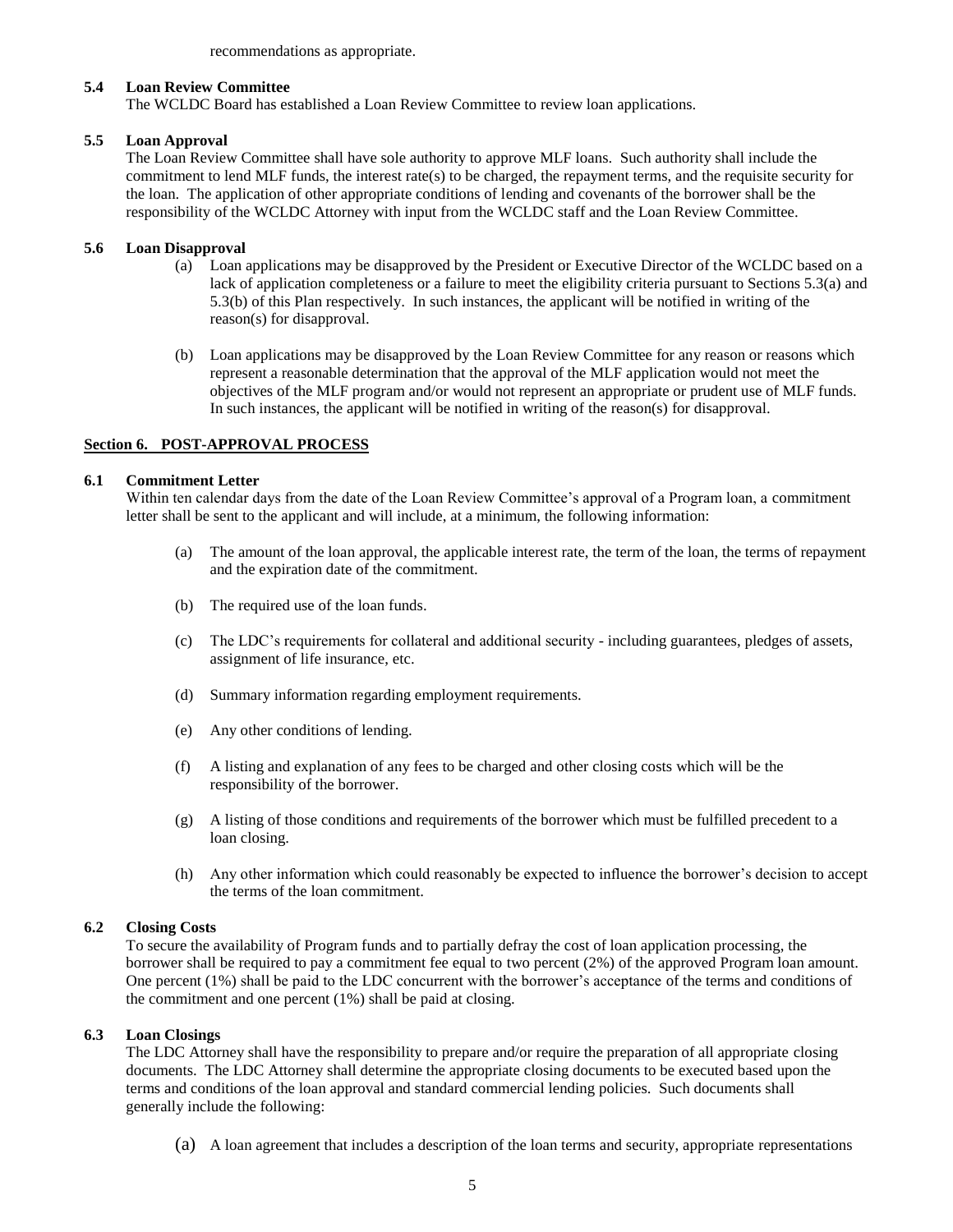recommendations as appropriate.

### 5.4 Loan Review Committee

The WCLDC Board has established a Loan Review Committee to review loan applications.

### 5.5 Loan Approval

The Loan Review Committee shall have sole authority to approve MLF loans. Such authority shall include the commitment to lend MLF funds, the interest rate(s) to be charged, the repayment terms, and the requisite security for the loan. The application of other appropriate conditions of lending and covenants of the borrower shall be the responsibility of the WCLDC Attorney with input from the WCLDC staff and the Loan Review Committee.

### 5.6 Loan Disapproval

(a) Loan applications may be disapproved by the President or Executive Director of the WCLDC based on a lack of application completeness or a failure to meet the eligibility criteria pursuant to Sections 5.3(a) and 5.3(b) of this Plan respectively. In such instances, the applicant will be notified in writing of the reason(s) for disapproval.

(b) Loan applications may be disapproved by the Loan Review Committee for any reason or reasons which represent a reasonable determination that the approval of the MLF application would not meet the objectives of the MLF program and/or would not represent an appropriate or prudent use of MLF funds. In such instances, the applicant will be notified in writing of the reason(s) for disapproval.

## Section 6. POST-APPROVAL PROCESS

### 6.1 Commitment Letter

Within ten calendar days from the date of the Loan Review Committee's approval of a Program loan, a commitment letter shall be sent to the applicant and will include, at a minimum, the following information:

(a) The amount of the loan approval, the applicable interest rate, the term of the loan, the terms of repayment and the expiration date of the commitment.

(b) The required use of the loan funds.

(c) The LDC's requirements for collateral and additional security - including guarantees, pledges of assets, assignment of life insurance, etc.

(d) Summary information regarding employment requirements.

(e) Any other conditions of lending.

(f) A listing and explanation of any fees to be charged and other closing costs which will be the responsibility of the borrower.

(g) A listing of those conditions and requirements of the borrower which must be fulfilled precedent to a loan closing.

(h) Any other information which could reasonably be expected to influence the borrower's decision to accept the terms of the loan commitment.

### 6.2 Closing Costs

To secure the availability of Program funds and to partially defray the cost of loan application processing, the borrower shall be required to pay a commitment fee equal to two percent (2%) of the approved Program loan amount. One percent (1%) shall be paid to the LDC concurrent with the borrower's acceptance of the terms and conditions of the commitment and one percent (1%) shall be paid at closing.

### 6.3 Loan Closings

The LDC Attorney shall have the responsibility to prepare and/or require the preparation of all appropriate closing documents. The LDC Attorney shall determine the appropriate closing documents to be executed based upon the terms and conditions of the loan approval and standard commercial lending policies. Such documents shall generally include the following:

(a) A loan agreement that includes a description of the loan terms and security, appropriate representations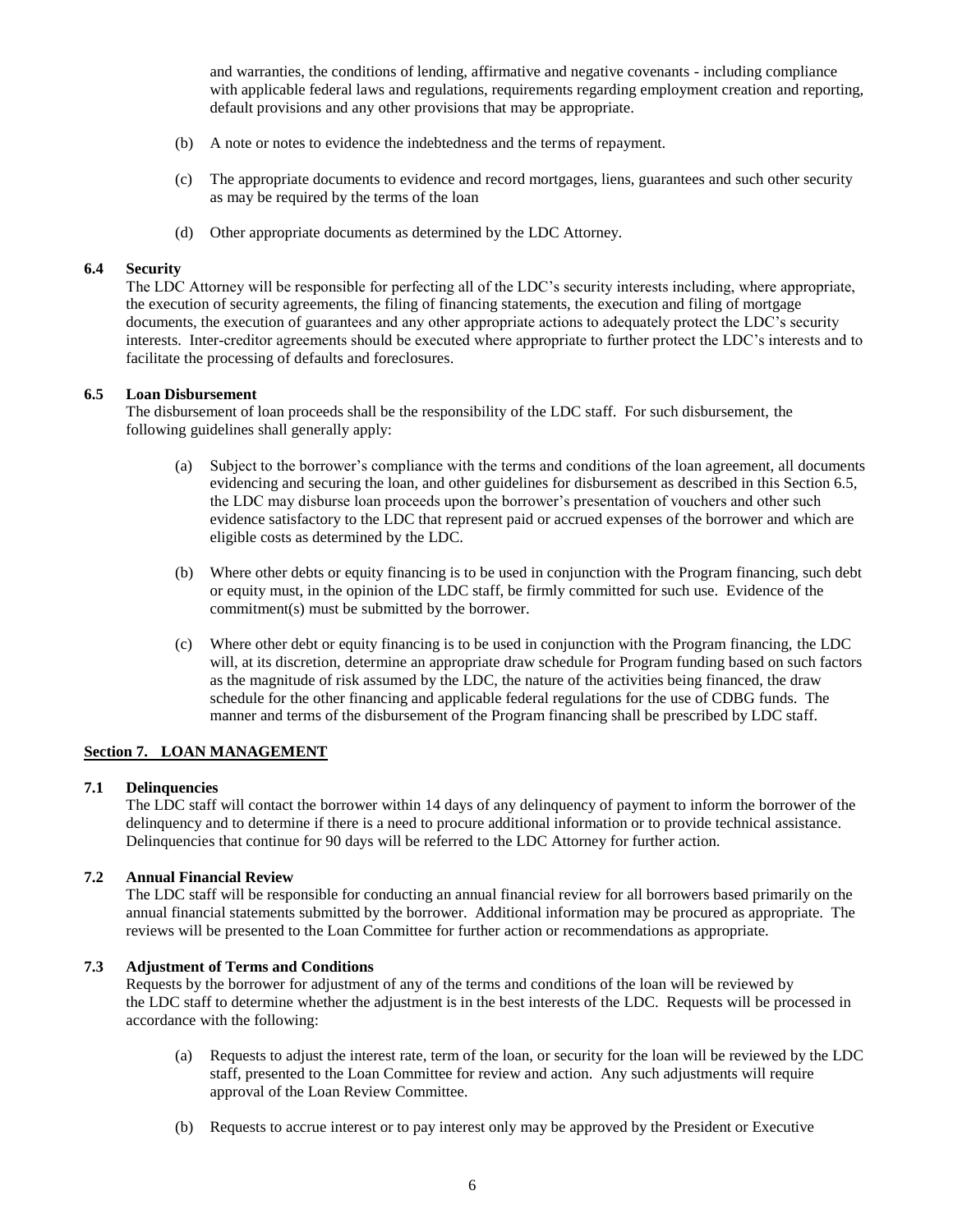and warranties, the conditions of lending, affirmative and negative covenants - including compliance with applicable federal laws and regulations, requirements regarding employment creation and reporting, default provisions and any other provisions that may be appropriate.

(b) A note or notes to evidence the indebtedness and the terms of repayment.

(c) The appropriate documents to evidence and record mortgages, liens, guarantees and such other security as may be required by the terms of the loan

(d) Other appropriate documents as determined by the LDC Attorney.

**6.4 Security**

The LDC Attorney will be responsible for perfecting all of the LDC's security interests including, where appropriate, the execution of security agreements, the filing of financing statements, the execution and filing of mortgage documents, the execution of guarantees and any other appropriate actions to adequately protect the LDC's security interests. Inter-creditor agreements should be executed where appropriate to further protect the LDC's interests and to facilitate the processing of defaults and foreclosures.

**6.5 Loan Disbursement**

The disbursement of loan proceeds shall be the responsibility of the LDC staff. For such disbursement, the following guidelines shall generally apply:

(a) Subject to the borrower's compliance with the terms and conditions of the loan agreement, all documents evidencing and securing the loan, and other guidelines for disbursement as described in this Section 6.5, the LDC may disburse loan proceeds upon the borrower's presentation of vouchers and other such evidence satisfactory to the LDC that represent paid or accrued expenses of the borrower and which are eligible costs as determined by the LDC.

(b) Where other debts or equity financing is to be used in conjunction with the Program financing, such debt or equity must, in the opinion of the LDC staff, be firmly committed for such use. Evidence of the commitment(s) must be submitted by the borrower.

(c) Where other debt or equity financing is to be used in conjunction with the Program financing, the LDC will, at its discretion, determine an appropriate draw schedule for Program funding based on such factors as the magnitude of risk assumed by the LDC, the nature of the activities being financed, the draw schedule for the other financing and applicable federal regulations for the use of CDBG funds. The manner and terms of the disbursement of the Program financing shall be prescribed by LDC staff.

## Section 7. LOAN MANAGEMENT

**7.1 Delinquencies**

The LDC staff will contact the borrower within 14 days of any delinquency of payment to inform the borrower of the delinquency and to determine if there is a need to procure additional information or to provide technical assistance. Delinquencies that continue for 90 days will be referred to the LDC Attorney for further action.

**7.2 Annual Financial Review**

The LDC staff will be responsible for conducting an annual financial review for all borrowers based primarily on the annual financial statements submitted by the borrower. Additional information may be procured as appropriate. The reviews will be presented to the Loan Committee for further action or recommendations as appropriate.

**7.3 Adjustment of Terms and Conditions**

Requests by the borrower for adjustment of any of the terms and conditions of the loan will be reviewed by the LDC staff to determine whether the adjustment is in the best interests of the LDC. Requests will be processed in accordance with the following:

(a) Requests to adjust the interest rate, term of the loan, or security for the loan will be reviewed by the LDC staff, presented to the Loan Committee for review and action. Any such adjustments will require approval of the Loan Review Committee.

(b) Requests to accrue interest or to pay interest only may be approved by the President or Executive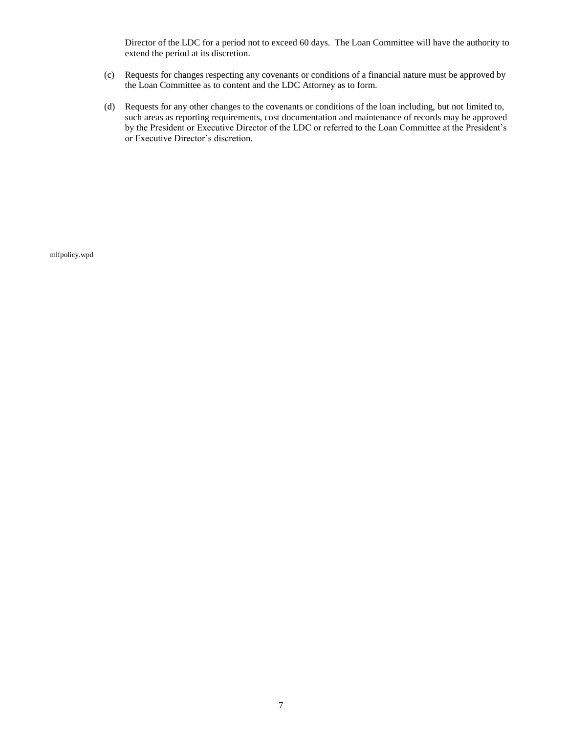Director of the LDC for a period not to exceed 60 days. The Loan Committee will have the authority to extend the period at its discretion.

(c) Requests for changes respecting any covenants or conditions of a financial nature must be approved by the Loan Committee as to content and the LDC Attorney as to form.

(d) Requests for any other changes to the covenants or conditions of the loan including, but not limited to, such areas as reporting requirements, cost documentation and maintenance of records may be approved by the President or Executive Director of the LDC or referred to the Loan Committee at the President's or Executive Director's discretion.

mlfpolicy.wpd